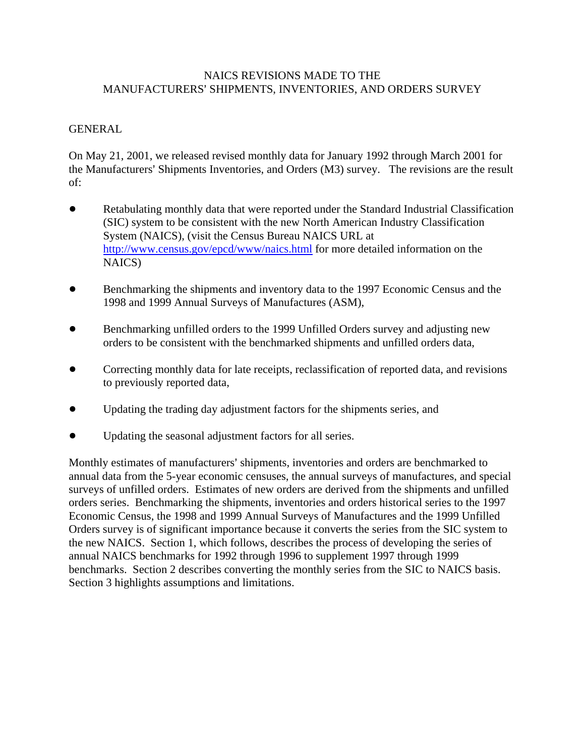# NAICS REVISIONS MADE TO THE MANUFACTURERS' SHIPMENTS, INVENTORIES, AND ORDERS SURVEY

## GENERAL

On May 21, 2001, we released revised monthly data for January 1992 through March 2001 for the Manufacturers' Shipments Inventories, and Orders (M3) survey. The revisions are the result of:

- Retabulating monthly data that were reported under the Standard Industrial Classification (SIC) system to be consistent with the new North American Industry Classification System (NAICS), (visit the Census Bureau NAICS URL at http://www.census.gov/epcd/www/naics.html for more detailed information on the NAICS)

- Benchmarking the shipments and inventory data to the 1997 Economic Census and the 1998 and 1999 Annual Surveys of Manufactures (ASM),

- Benchmarking unfilled orders to the 1999 Unfilled Orders survey and adjusting new orders to be consistent with the benchmarked shipments and unfilled orders data,

- Correcting monthly data for late receipts, reclassification of reported data, and revisions to previously reported data,

- Updating the trading day adjustment factors for the shipments series, and

- Updating the seasonal adjustment factors for all series.

Monthly estimates of manufacturers' shipments, inventories and orders are benchmarked to annual data from the 5-year economic censuses, the annual surveys of manufactures, and special surveys of unfilled orders. Estimates of new orders are derived from the shipments and unfilled orders series. Benchmarking the shipments, inventories and orders historical series to the 1997 Economic Census, the 1998 and 1999 Annual Surveys of Manufactures and the 1999 Unfilled Orders survey is of significant importance because it converts the series from the SIC system to the new NAICS. Section 1, which follows, describes the process of developing the series of annual NAICS benchmarks for 1992 through 1996 to supplement 1997 through 1999 benchmarks. Section 2 describes converting the monthly series from the SIC to NAICS basis. Section 3 highlights assumptions and limitations.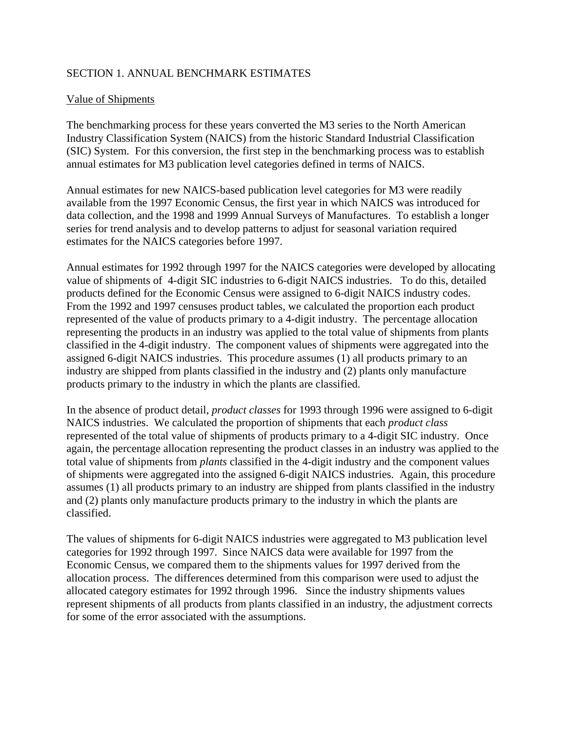## SECTION 1. ANNUAL BENCHMARK ESTIMATES

### Value of Shipments

The benchmarking process for these years converted the M3 series to the North American Industry Classification System (NAICS) from the historic Standard Industrial Classification (SIC) System. For this conversion, the first step in the benchmarking process was to establish annual estimates for M3 publication level categories defined in terms of NAICS.

Annual estimates for new NAICS-based publication level categories for M3 were readily available from the 1997 Economic Census, the first year in which NAICS was introduced for data collection, and the 1998 and 1999 Annual Surveys of Manufactures. To establish a longer series for trend analysis and to develop patterns to adjust for seasonal variation required estimates for the NAICS categories before 1997.

Annual estimates for 1992 through 1997 for the NAICS categories were developed by allocating value of shipments of 4-digit SIC industries to 6-digit NAICS industries. To do this, detailed products defined for the Economic Census were assigned to 6-digit NAICS industry codes. From the 1992 and 1997 censuses product tables, we calculated the proportion each product represented of the value of products primary to a 4-digit industry. The percentage allocation representing the products in an industry was applied to the total value of shipments from plants classified in the 4-digit industry. The component values of shipments were aggregated into the assigned 6-digit NAICS industries. This procedure assumes (1) all products primary to an industry are shipped from plants classified in the industry and (2) plants only manufacture products primary to the industry in which the plants are classified.

In the absence of product detail, *product classes* for 1993 through 1996 were assigned to 6-digit NAICS industries. We calculated the proportion of shipments that each *product class* represented of the total value of shipments of products primary to a 4-digit SIC industry. Once again, the percentage allocation representing the product classes in an industry was applied to the total value of shipments from *plants* classified in the 4-digit industry and the component values of shipments were aggregated into the assigned 6-digit NAICS industries. Again, this procedure assumes (1) all products primary to an industry are shipped from plants classified in the industry and (2) plants only manufacture products primary to the industry in which the plants are classified.

The values of shipments for 6-digit NAICS industries were aggregated to M3 publication level categories for 1992 through 1997. Since NAICS data were available for 1997 from the Economic Census, we compared them to the shipments values for 1997 derived from the allocation process. The differences determined from this comparison were used to adjust the allocated category estimates for 1992 through 1996. Since the industry shipments values represent shipments of all products from plants classified in an industry, the adjustment corrects for some of the error associated with the assumptions.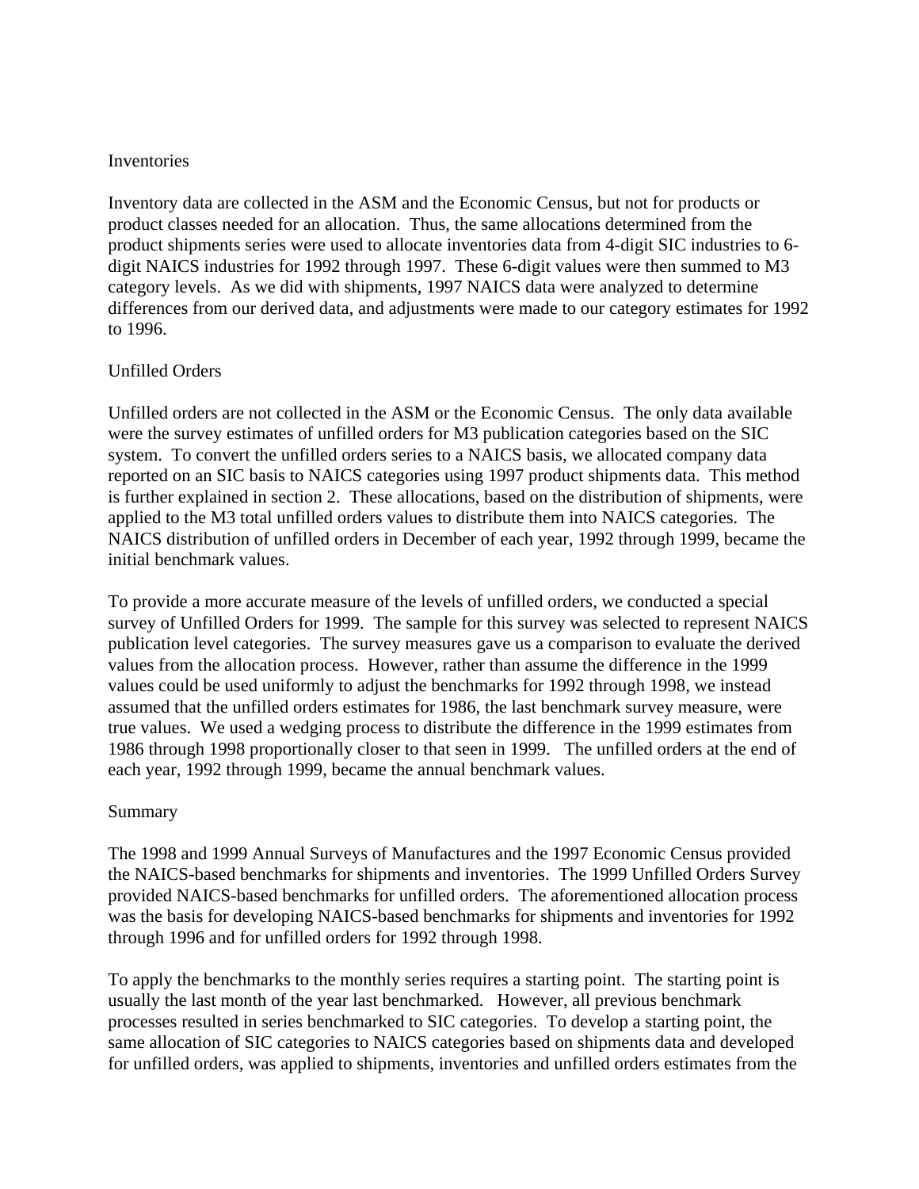## Inventories

Inventory data are collected in the ASM and the Economic Census, but not for products or product classes needed for an allocation. Thus, the same allocations determined from the product shipments series were used to allocate inventories data from 4-digit SIC industries to 6-digit NAICS industries for 1992 through 1997. These 6-digit values were then summed to M3 category levels. As we did with shipments, 1997 NAICS data were analyzed to determine differences from our derived data, and adjustments were made to our category estimates for 1992 to 1996.

## Unfilled Orders

Unfilled orders are not collected in the ASM or the Economic Census. The only data available were the survey estimates of unfilled orders for M3 publication categories based on the SIC system. To convert the unfilled orders series to a NAICS basis, we allocated company data reported on an SIC basis to NAICS categories using 1997 product shipments data. This method is further explained in section 2. These allocations, based on the distribution of shipments, were applied to the M3 total unfilled orders values to distribute them into NAICS categories. The NAICS distribution of unfilled orders in December of each year, 1992 through 1999, became the initial benchmark values.

To provide a more accurate measure of the levels of unfilled orders, we conducted a special survey of Unfilled Orders for 1999. The sample for this survey was selected to represent NAICS publication level categories. The survey measures gave us a comparison to evaluate the derived values from the allocation process. However, rather than assume the difference in the 1999 values could be used uniformly to adjust the benchmarks for 1992 through 1998, we instead assumed that the unfilled orders estimates for 1986, the last benchmark survey measure, were true values. We used a wedging process to distribute the difference in the 1999 estimates from 1986 through 1998 proportionally closer to that seen in 1999. The unfilled orders at the end of each year, 1992 through 1999, became the annual benchmark values.

## Summary

The 1998 and 1999 Annual Surveys of Manufactures and the 1997 Economic Census provided the NAICS-based benchmarks for shipments and inventories. The 1999 Unfilled Orders Survey provided NAICS-based benchmarks for unfilled orders. The aforementioned allocation process was the basis for developing NAICS-based benchmarks for shipments and inventories for 1992 through 1996 and for unfilled orders for 1992 through 1998.

To apply the benchmarks to the monthly series requires a starting point. The starting point is usually the last month of the year last benchmarked. However, all previous benchmark processes resulted in series benchmarked to SIC categories. To develop a starting point, the same allocation of SIC categories to NAICS categories based on shipments data and developed for unfilled orders, was applied to shipments, inventories and unfilled orders estimates from the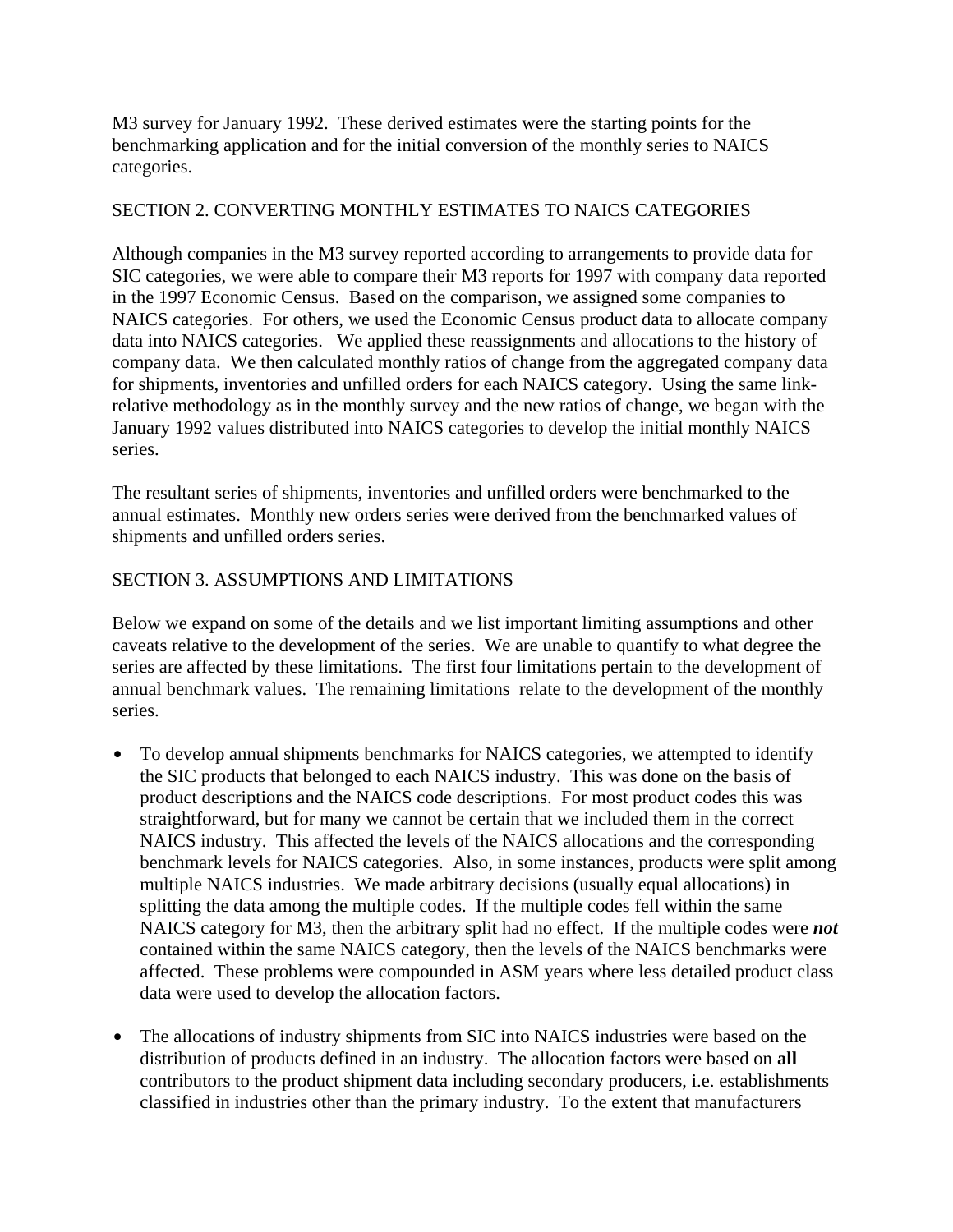M3 survey for January 1992. These derived estimates were the starting points for the benchmarking application and for the initial conversion of the monthly series to NAICS categories.

## SECTION 2. CONVERTING MONTHLY ESTIMATES TO NAICS CATEGORIES

Although companies in the M3 survey reported according to arrangements to provide data for SIC categories, we were able to compare their M3 reports for 1997 with company data reported in the 1997 Economic Census. Based on the comparison, we assigned some companies to NAICS categories. For others, we used the Economic Census product data to allocate company data into NAICS categories. We applied these reassignments and allocations to the history of company data. We then calculated monthly ratios of change from the aggregated company data for shipments, inventories and unfilled orders for each NAICS category. Using the same link-relative methodology as in the monthly survey and the new ratios of change, we began with the January 1992 values distributed into NAICS categories to develop the initial monthly NAICS series.

The resultant series of shipments, inventories and unfilled orders were benchmarked to the annual estimates. Monthly new orders series were derived from the benchmarked values of shipments and unfilled orders series.

## SECTION 3. ASSUMPTIONS AND LIMITATIONS

Below we expand on some of the details and we list important limiting assumptions and other caveats relative to the development of the series. We are unable to quantify to what degree the series are affected by these limitations. The first four limitations pertain to the development of annual benchmark values. The remaining limitations relate to the development of the monthly series.

- To develop annual shipments benchmarks for NAICS categories, we attempted to identify the SIC products that belonged to each NAICS industry. This was done on the basis of product descriptions and the NAICS code descriptions. For most product codes this was straightforward, but for many we cannot be certain that we included them in the correct NAICS industry. This affected the levels of the NAICS allocations and the corresponding benchmark levels for NAICS categories. Also, in some instances, products were split among multiple NAICS industries. We made arbitrary decisions (usually equal allocations) in splitting the data among the multiple codes. If the multiple codes fell within the same NAICS category for M3, then the arbitrary split had no effect. If the multiple codes were ***not*** contained within the same NAICS category, then the levels of the NAICS benchmarks were affected. These problems were compounded in ASM years where less detailed product class data were used to develop the allocation factors.

- The allocations of industry shipments from SIC into NAICS industries were based on the distribution of products defined in an industry. The allocation factors were based on **all** contributors to the product shipment data including secondary producers, i.e. establishments classified in industries other than the primary industry. To the extent that manufacturers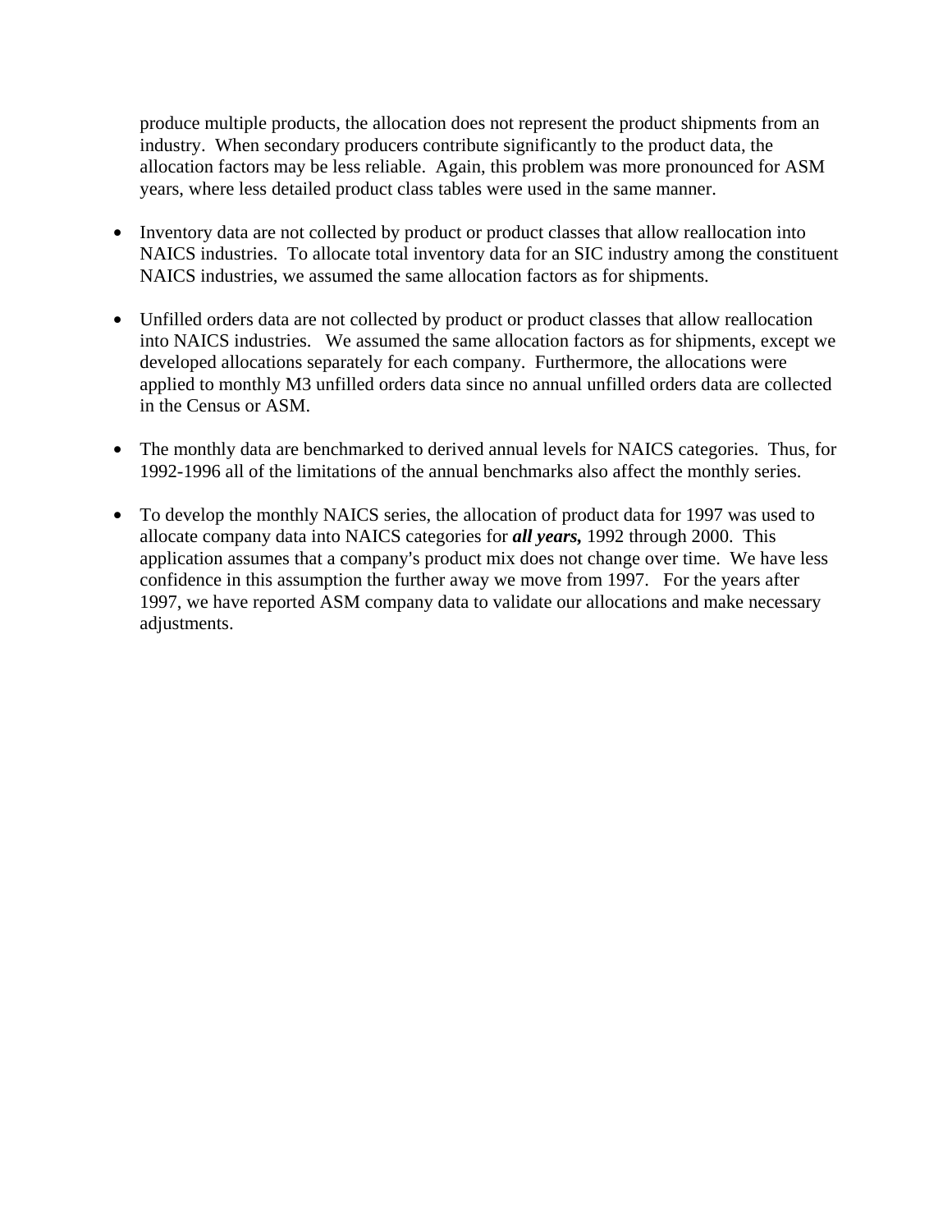produce multiple products, the allocation does not represent the product shipments from an industry. When secondary producers contribute significantly to the product data, the allocation factors may be less reliable. Again, this problem was more pronounced for ASM years, where less detailed product class tables were used in the same manner.

- Inventory data are not collected by product or product classes that allow reallocation into NAICS industries. To allocate total inventory data for an SIC industry among the constituent NAICS industries, we assumed the same allocation factors as for shipments.

- Unfilled orders data are not collected by product or product classes that allow reallocation into NAICS industries. We assumed the same allocation factors as for shipments, except we developed allocations separately for each company. Furthermore, the allocations were applied to monthly M3 unfilled orders data since no annual unfilled orders data are collected in the Census or ASM.

- The monthly data are benchmarked to derived annual levels for NAICS categories. Thus, for 1992-1996 all of the limitations of the annual benchmarks also affect the monthly series.

- To develop the monthly NAICS series, the allocation of product data for 1997 was used to allocate company data into NAICS categories for ***all years,*** 1992 through 2000. This application assumes that a company's product mix does not change over time. We have less confidence in this assumption the further away we move from 1997. For the years after 1997, we have reported ASM company data to validate our allocations and make necessary adjustments.